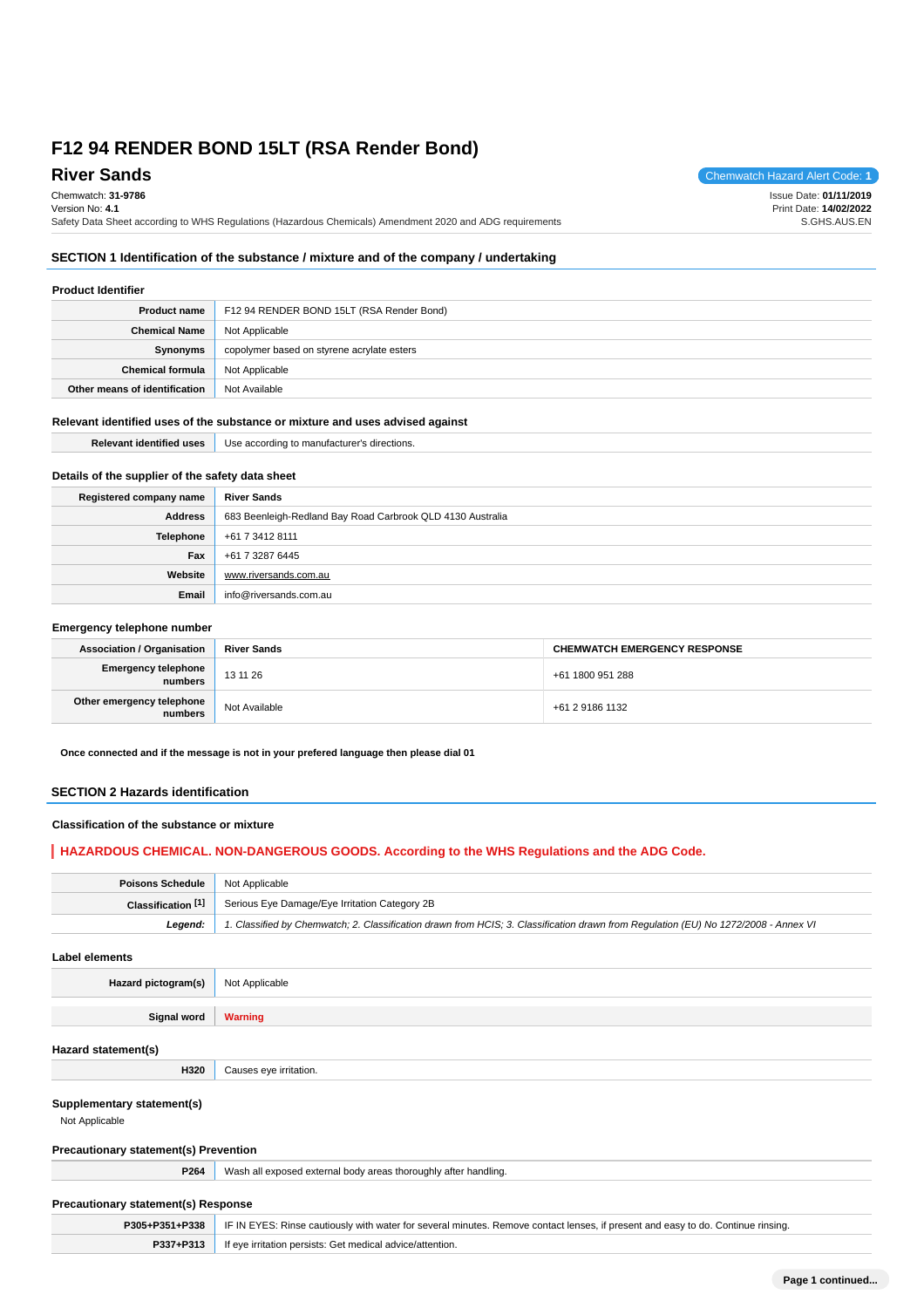# F12 94 RENDER BOND 15LT (RSA Render Bond)

## River Sands

Chemwatch Hazard Alert Code: **1**

Chemwatch: **31-9786**
Version No: **4.1**
Safety Data Sheet according to WHS Regulations (Hazardous Chemicals) Amendment 2020 and ADG requirements

Issue Date: **01/11/2019**
Print Date: **14/02/2022**
S.GHS.AUS.EN

## SECTION 1 Identification of the substance / mixture and of the company / undertaking

### Product Identifier

| | |
|---|---|
| **Product name** | F12 94 RENDER BOND 15LT (RSA Render Bond) |
| **Chemical Name** | Not Applicable |
| **Synonyms** | copolymer based on styrene acrylate esters |
| **Chemical formula** | Not Applicable |
| **Other means of identification** | Not Available |

### Relevant identified uses of the substance or mixture and uses advised against

| | |
|---|---|
| **Relevant identified uses** | Use according to manufacturer's directions. |

### Details of the supplier of the safety data sheet

| | |
|---|---|
| **Registered company name** | **River Sands** |
| **Address** | 683 Beenleigh-Redland Bay Road Carbrook QLD 4130 Australia |
| **Telephone** | +61 7 3412 8111 |
| **Fax** | +61 7 3287 6445 |
| **Website** | www.riversands.com.au |
| **Email** | info@riversands.com.au |

### Emergency telephone number

| **Association / Organisation** | **River Sands** | **CHEMWATCH EMERGENCY RESPONSE** |
|---|---|---|
| **Emergency telephone numbers** | 13 11 26 | +61 1800 951 288 |
| **Other emergency telephone numbers** | Not Available | +61 2 9186 1132 |

**Once connected and if the message is not in your prefered language then please dial 01**

## SECTION 2 Hazards identification

### Classification of the substance or mixture

**HAZARDOUS CHEMICAL. NON-DANGEROUS GOODS. According to the WHS Regulations and the ADG Code.**

| | |
|---|---|
| **Poisons Schedule** | Not Applicable |
| **Classification [1]** | Serious Eye Damage/Eye Irritation Category 2B |
| ***Legend:*** | *1. Classified by Chemwatch; 2. Classification drawn from HCIS; 3. Classification drawn from Regulation (EU) No 1272/2008 - Annex VI* |

### Label elements

| | |
|---|---|
| **Hazard pictogram(s)** | Not Applicable |
| **Signal word** | **Warning** |

### Hazard statement(s)

| | |
|---|---|
| **H320** | Causes eye irritation. |

### Supplementary statement(s)

Not Applicable

### Precautionary statement(s) Prevention

| | |
|---|---|
| **P264** | Wash all exposed external body areas thoroughly after handling. |

### Precautionary statement(s) Response

| | |
|---|---|
| **P305+P351+P338** | IF IN EYES: Rinse cautiously with water for several minutes. Remove contact lenses, if present and easy to do. Continue rinsing. |
| **P337+P313** | If eye irritation persists: Get medical advice/attention. |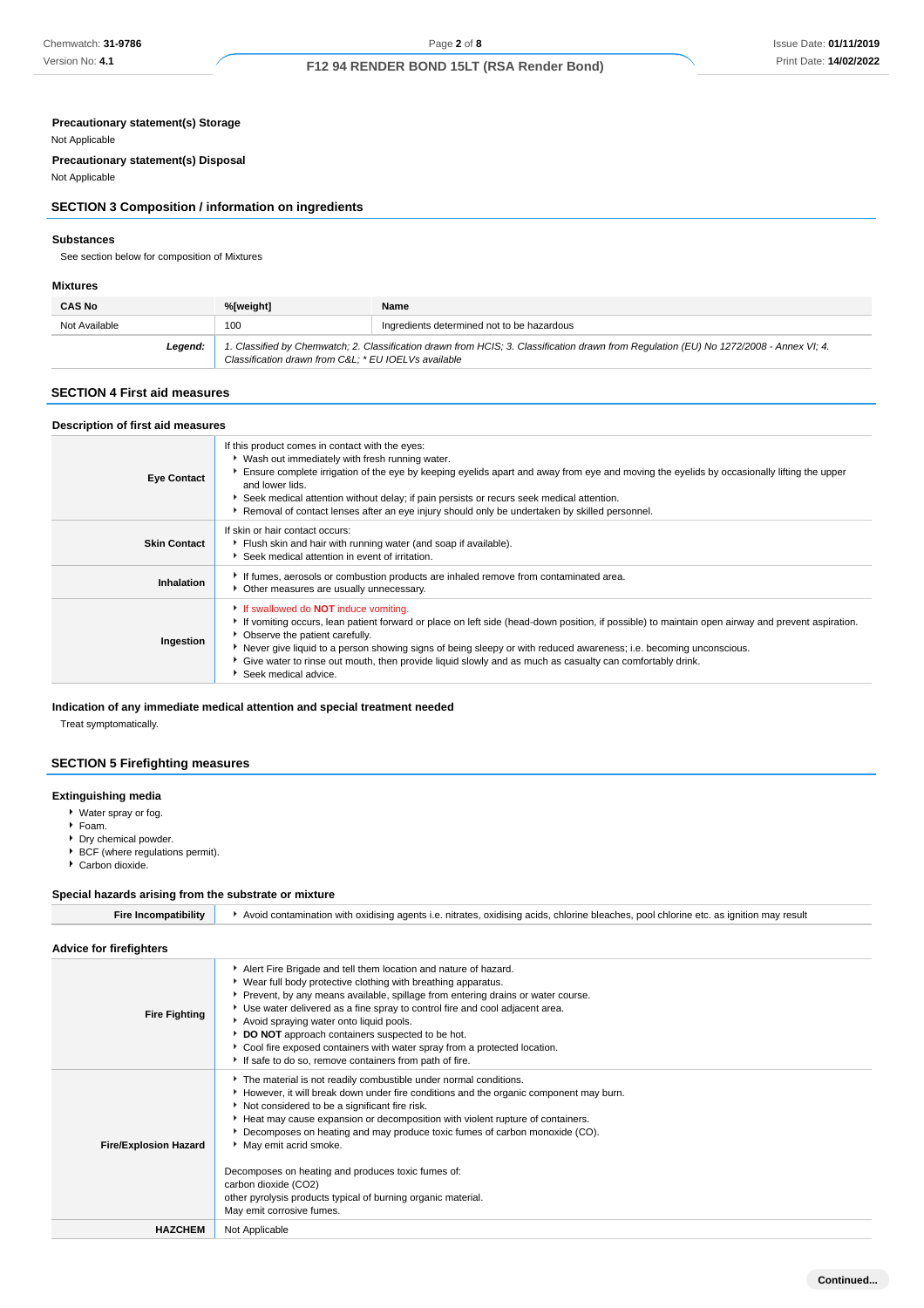### Precautionary statement(s) Storage

Not Applicable

### Precautionary statement(s) Disposal

Not Applicable

## SECTION 3 Composition / information on ingredients

### Substances

See section below for composition of Mixtures

### Mixtures

| CAS No | %[weight] | Name |
|---|---|---|
| Not Available | 100 | Ingredients determined not to be hazardous |
| ***Legend:*** | *1. Classified by Chemwatch; 2. Classification drawn from HCIS; 3. Classification drawn from Regulation (EU) No 1272/2008 - Annex VI; 4. Classification drawn from C&L; * EU IOELVs available* | |

## SECTION 4 First aid measures

### Description of first aid measures

| | |
|---|---|
| **Eye Contact** | If this product comes in contact with the eyes:<br>▸ Wash out immediately with fresh running water.<br>▸ Ensure complete irrigation of the eye by keeping eyelids apart and away from eye and moving the eyelids by occasionally lifting the upper and lower lids.<br>▸ Seek medical attention without delay; if pain persists or recurs seek medical attention.<br>▸ Removal of contact lenses after an eye injury should only be undertaken by skilled personnel. |
| **Skin Contact** | If skin or hair contact occurs:<br>▸ Flush skin and hair with running water (and soap if available).<br>▸ Seek medical attention in event of irritation. |
| **Inhalation** | ▸ If fumes, aerosols or combustion products are inhaled remove from contaminated area.<br>▸ Other measures are usually unnecessary. |
| **Ingestion** | ▸ If swallowed do **NOT** induce vomiting.<br>▸ If vomiting occurs, lean patient forward or place on left side (head-down position, if possible) to maintain open airway and prevent aspiration.<br>▸ Observe the patient carefully.<br>▸ Never give liquid to a person showing signs of being sleepy or with reduced awareness; i.e. becoming unconscious.<br>▸ Give water to rinse out mouth, then provide liquid slowly and as much as casualty can comfortably drink.<br>▸ Seek medical advice. |

### Indication of any immediate medical attention and special treatment needed

Treat symptomatically.

## SECTION 5 Firefighting measures

### Extinguishing media

- Water spray or fog.
- Foam.
- Dry chemical powder.
- BCF (where regulations permit).
- Carbon dioxide.

### Special hazards arising from the substrate or mixture

| | |
|---|---|
| **Fire Incompatibility** | ▸ Avoid contamination with oxidising agents i.e. nitrates, oxidising acids, chlorine bleaches, pool chlorine etc. as ignition may result |

### Advice for firefighters

| | |
|---|---|
| **Fire Fighting** | ▸ Alert Fire Brigade and tell them location and nature of hazard.<br>▸ Wear full body protective clothing with breathing apparatus.<br>▸ Prevent, by any means available, spillage from entering drains or water course.<br>▸ Use water delivered as a fine spray to control fire and cool adjacent area.<br>▸ Avoid spraying water onto liquid pools.<br>▸ **DO NOT** approach containers suspected to be hot.<br>▸ Cool fire exposed containers with water spray from a protected location.<br>▸ If safe to do so, remove containers from path of fire. |
| **Fire/Explosion Hazard** | ▸ The material is not readily combustible under normal conditions.<br>▸ However, it will break down under fire conditions and the organic component may burn.<br>▸ Not considered to be a significant fire risk.<br>▸ Heat may cause expansion or decomposition with violent rupture of containers.<br>▸ Decomposes on heating and may produce toxic fumes of carbon monoxide (CO).<br>▸ May emit acrid smoke.<br><br>Decomposes on heating and produces toxic fumes of:<br>carbon dioxide ($CO_2$)<br>other pyrolysis products typical of burning organic material.<br>May emit corrosive fumes. |
| **HAZCHEM** | Not Applicable |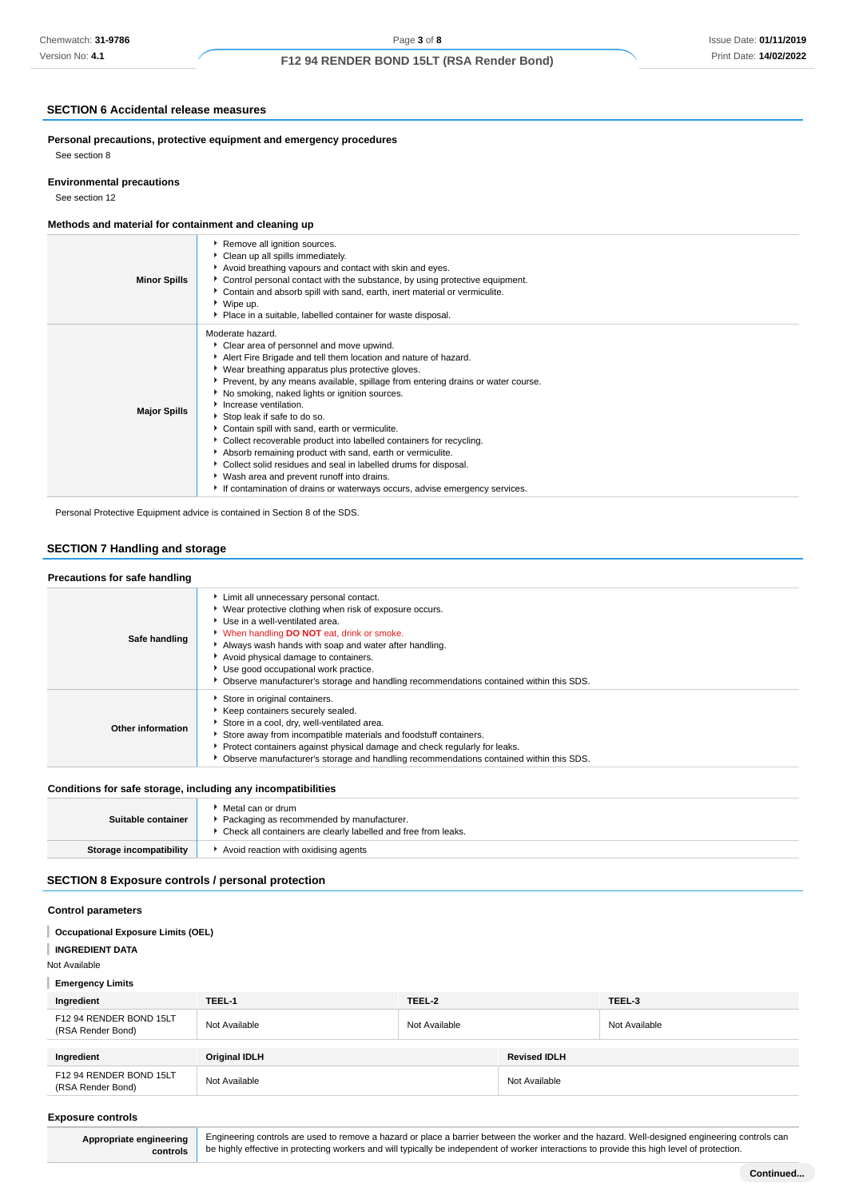## SECTION 6 Accidental release measures

**Personal precautions, protective equipment and emergency procedures**

See section 8

**Environmental precautions**

See section 12

**Methods and material for containment and cleaning up**

| | |
|---|---|
| **Minor Spills** | - Remove all ignition sources.<br>- Clean up all spills immediately.<br>- Avoid breathing vapours and contact with skin and eyes.<br>- Control personal contact with the substance, by using protective equipment.<br>- Contain and absorb spill with sand, earth, inert material or vermiculite.<br>- Wipe up.<br>- Place in a suitable, labelled container for waste disposal. |
| **Major Spills** | Moderate hazard.<br>- Clear area of personnel and move upwind.<br>- Alert Fire Brigade and tell them location and nature of hazard.<br>- Wear breathing apparatus plus protective gloves.<br>- Prevent, by any means available, spillage from entering drains or water course.<br>- No smoking, naked lights or ignition sources.<br>- Increase ventilation.<br>- Stop leak if safe to do so.<br>- Contain spill with sand, earth or vermiculite.<br>- Collect recoverable product into labelled containers for recycling.<br>- Absorb remaining product with sand, earth or vermiculite.<br>- Collect solid residues and seal in labelled drums for disposal.<br>- Wash area and prevent runoff into drains.<br>- If contamination of drains or waterways occurs, advise emergency services. |

Personal Protective Equipment advice is contained in Section 8 of the SDS.

## SECTION 7 Handling and storage

**Precautions for safe handling**

| | |
|---|---|
| **Safe handling** | - Limit all unnecessary personal contact.<br>- Wear protective clothing when risk of exposure occurs.<br>- Use in a well-ventilated area.<br>- When handling **DO NOT** eat, drink or smoke.<br>- Always wash hands with soap and water after handling.<br>- Avoid physical damage to containers.<br>- Use good occupational work practice.<br>- Observe manufacturer's storage and handling recommendations contained within this SDS. |
| **Other information** | - Store in original containers.<br>- Keep containers securely sealed.<br>- Store in a cool, dry, well-ventilated area.<br>- Store away from incompatible materials and foodstuff containers.<br>- Protect containers against physical damage and check regularly for leaks.<br>- Observe manufacturer's storage and handling recommendations contained within this SDS. |

**Conditions for safe storage, including any incompatibilities**

| | |
|---|---|
| **Suitable container** | - Metal can or drum<br>- Packaging as recommended by manufacturer.<br>- Check all containers are clearly labelled and free from leaks. |
| **Storage incompatibility** | - Avoid reaction with oxidising agents |

## SECTION 8 Exposure controls / personal protection

**Control parameters**

**Occupational Exposure Limits (OEL)**

**INGREDIENT DATA**

Not Available

**Emergency Limits**

| Ingredient | TEEL-1 | TEEL-2 | TEEL-3 |
|---|---|---|---|
| F12 94 RENDER BOND 15LT (RSA Render Bond) | Not Available | Not Available | Not Available |

| Ingredient | Original IDLH | Revised IDLH |
|---|---|---|
| F12 94 RENDER BOND 15LT (RSA Render Bond) | Not Available | Not Available |

**Exposure controls**

| | |
|---|---|
| **Appropriate engineering controls** | Engineering controls are used to remove a hazard or place a barrier between the worker and the hazard. Well-designed engineering controls can be highly effective in protecting workers and will typically be independent of worker interactions to provide this high level of protection. |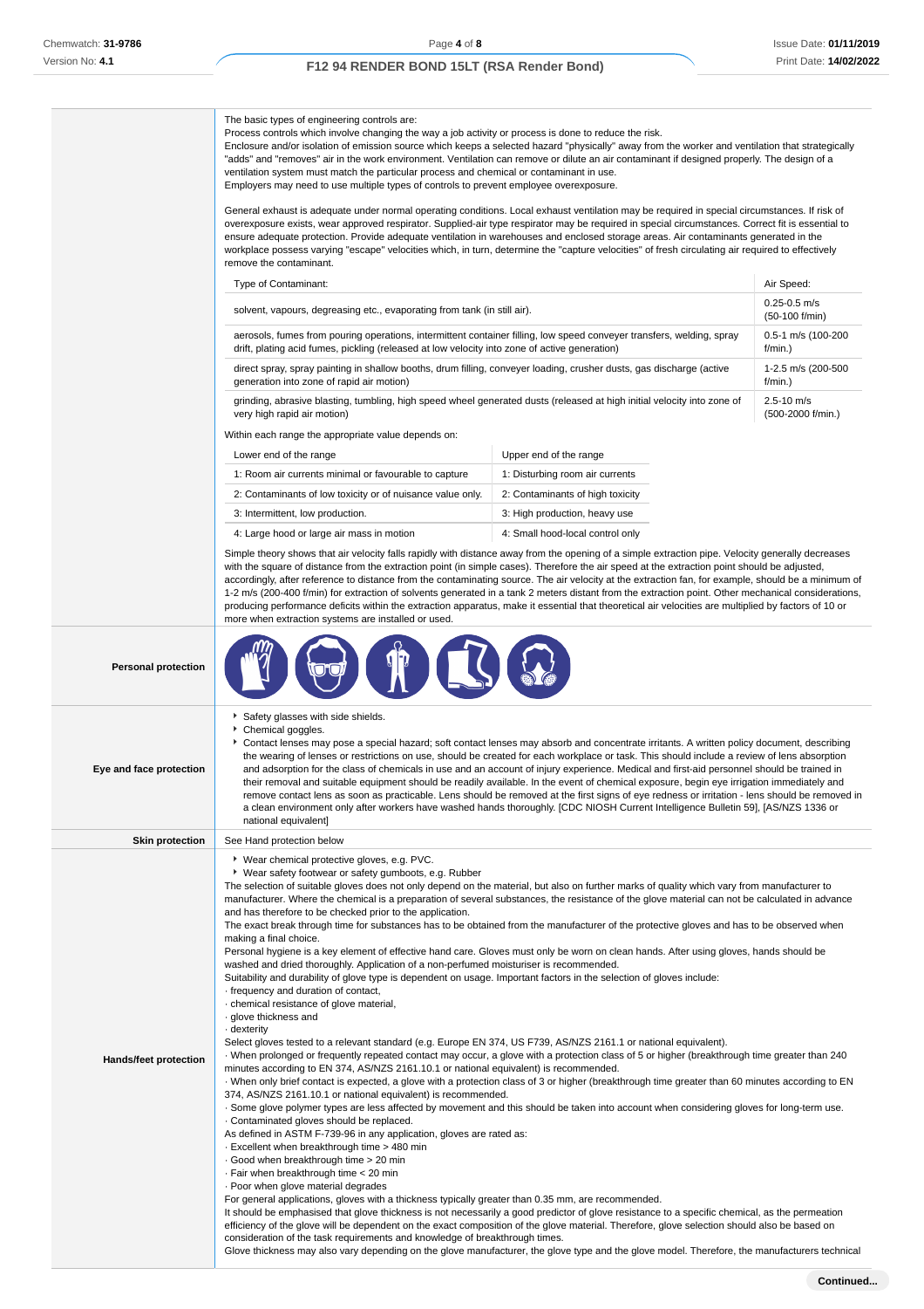| | |
|---|---|
| | The basic types of engineering controls are:<br>Process controls which involve changing the way a job activity or process is done to reduce the risk.<br>Enclosure and/or isolation of emission source which keeps a selected hazard "physically" away from the worker and ventilation that strategically "adds" and "removes" air in the work environment. Ventilation can remove or dilute an air contaminant if designed properly. The design of a ventilation system must match the particular process and chemical or contaminant in use.<br>Employers may need to use multiple types of controls to prevent employee overexposure.<br><br>General exhaust is adequate under normal operating conditions. Local exhaust ventilation may be required in special circumstances. If risk of overexposure exists, wear approved respirator. Supplied-air type respirator may be required in special circumstances. Correct fit is essential to ensure adequate protection. Provide adequate ventilation in warehouses and enclosed storage areas. Air contaminants generated in the workplace possess varying "escape" velocities which, in turn, determine the "capture velocities" of fresh circulating air required to effectively remove the contaminant. |

| Type of Contaminant: | Air Speed: |
|---|---|
| solvent, vapours, degreasing etc., evaporating from tank (in still air). | 0.25-0.5 m/s (50-100 f/min) |
| aerosols, fumes from pouring operations, intermittent container filling, low speed conveyer transfers, welding, spray drift, plating acid fumes, pickling (released at low velocity into zone of active generation) | 0.5-1 m/s (100-200 f/min.) |
| direct spray, spray painting in shallow booths, drum filling, conveyer loading, crusher dusts, gas discharge (active generation into zone of rapid air motion) | 1-2.5 m/s (200-500 f/min.) |
| grinding, abrasive blasting, tumbling, high speed wheel generated dusts (released at high initial velocity into zone of very high rapid air motion) | 2.5-10 m/s (500-2000 f/min.) |

Within each range the appropriate value depends on:

| Lower end of the range | Upper end of the range |
|---|---|
| 1: Room air currents minimal or favourable to capture | 1: Disturbing room air currents |
| 2: Contaminants of low toxicity or of nuisance value only. | 2: Contaminants of high toxicity |
| 3: Intermittent, low production. | 3: High production, heavy use |
| 4: Large hood or large air mass in motion | 4: Small hood-local control only |

Simple theory shows that air velocity falls rapidly with distance away from the opening of a simple extraction pipe. Velocity generally decreases with the square of distance from the extraction point (in simple cases). Therefore the air speed at the extraction point should be adjusted, accordingly, after reference to distance from the contaminating source. The air velocity at the extraction fan, for example, should be a minimum of 1-2 m/s (200-400 f/min) for extraction of solvents generated in a tank 2 meters distant from the extraction point. Other mechanical considerations, producing performance deficits within the extraction apparatus, make it essential that theoretical air velocities are multiplied by factors of 10 or more when extraction systems are installed or used.

**Personal protection**

**Eye and face protection**

- Safety glasses with side shields.
- Chemical goggles.
- Contact lenses may pose a special hazard; soft contact lenses may absorb and concentrate irritants. A written policy document, describing the wearing of lenses or restrictions on use, should be created for each workplace or task. This should include a review of lens absorption and adsorption for the class of chemicals in use and an account of injury experience. Medical and first-aid personnel should be trained in their removal and suitable equipment should be readily available. In the event of chemical exposure, begin eye irrigation immediately and remove contact lens as soon as practicable. Lens should be removed at the first signs of eye redness or irritation - lens should be removed in a clean environment only after workers have washed hands thoroughly. [CDC NIOSH Current Intelligence Bulletin 59], [AS/NZS 1336 or national equivalent]

**Skin protection**

See Hand protection below

**Hands/feet protection**

- Wear chemical protective gloves, e.g. PVC.
- Wear safety footwear or safety gumboots, e.g. Rubber

The selection of suitable gloves does not only depend on the material, but also on further marks of quality which vary from manufacturer to manufacturer. Where the chemical is a preparation of several substances, the resistance of the glove material can not be calculated in advance and has therefore to be checked prior to the application.
The exact break through time for substances has to be obtained from the manufacturer of the protective gloves and has to be observed when making a final choice.
Personal hygiene is a key element of effective hand care. Gloves must only be worn on clean hands. After using gloves, hands should be washed and dried thoroughly. Application of a non-perfumed moisturiser is recommended.
Suitability and durability of glove type is dependent on usage. Important factors in the selection of gloves include:
· frequency and duration of contact,
· chemical resistance of glove material,
· glove thickness and
· dexterity
Select gloves tested to a relevant standard (e.g. Europe EN 374, US F739, AS/NZS 2161.1 or national equivalent).
· When prolonged or frequently repeated contact may occur, a glove with a protection class of 5 or higher (breakthrough time greater than 240 minutes according to EN 374, AS/NZS 2161.10.1 or national equivalent) is recommended.
· When only brief contact is expected, a glove with a protection class of 3 or higher (breakthrough time greater than 60 minutes according to EN 374, AS/NZS 2161.10.1 or national equivalent) is recommended.
· Some glove polymer types are less affected by movement and this should be taken into account when considering gloves for long-term use.
· Contaminated gloves should be replaced.
As defined in ASTM F-739-96 in any application, gloves are rated as:
· Excellent when breakthrough time > 480 min
· Good when breakthrough time > 20 min
· Fair when breakthrough time < 20 min
· Poor when glove material degrades
For general applications, gloves with a thickness typically greater than 0.35 mm, are recommended.
It should be emphasised that glove thickness is not necessarily a good predictor of glove resistance to a specific chemical, as the permeation efficiency of the glove will be dependent on the exact composition of the glove material. Therefore, glove selection should also be based on consideration of the task requirements and knowledge of breakthrough times.
Glove thickness may also vary depending on the glove manufacturer, the glove type and the glove model. Therefore, the manufacturers technical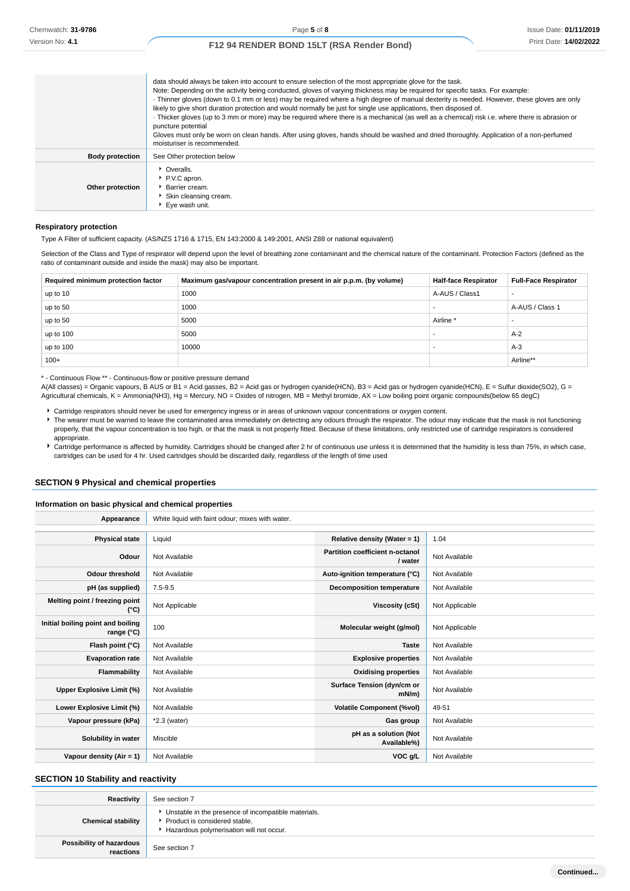| | |
|---|---|
| | data should always be taken into account to ensure selection of the most appropriate glove for the task. Note: Depending on the activity being conducted, gloves of varying thickness may be required for specific tasks. For example: · Thinner gloves (down to 0.1 mm or less) may be required where a high degree of manual dexterity is needed. However, these gloves are only likely to give short duration protection and would normally be just for single use applications, then disposed of. · Thicker gloves (up to 3 mm or more) may be required where there is a mechanical (as well as a chemical) risk i.e. where there is abrasion or puncture potential Gloves must only be worn on clean hands. After using gloves, hands should be washed and dried thoroughly. Application of a non-perfumed moisturiser is recommended. |
| **Body protection** | See Other protection below |
| **Other protection** | ▸ Overalls. ▸ P.V.C apron. ▸ Barrier cream. ▸ Skin cleansing cream. ▸ Eye wash unit. |

**Respiratory protection**

Type A Filter of sufficient capacity. (AS/NZS 1716 & 1715, EN 143:2000 & 149:2001, ANSI Z88 or national equivalent)

Selection of the Class and Type of respirator will depend upon the level of breathing zone contaminant and the chemical nature of the contaminant. Protection Factors (defined as the ratio of contaminant outside and inside the mask) may also be important.

| Required minimum protection factor | Maximum gas/vapour concentration present in air p.p.m. (by volume) | Half-face Respirator | Full-Face Respirator |
|---|---|---|---|
| up to 10 | 1000 | A-AUS / Class1 | - |
| up to 50 | 1000 | - | A-AUS / Class 1 |
| up to 50 | 5000 | Airline * | - |
| up to 100 | 5000 | - | A-2 |
| up to 100 | 10000 | - | A-3 |
| 100+ | | | Airline** |

* - Continuous Flow ** - Continuous-flow or positive pressure demand
A(All classes) = Organic vapours, B AUS or B1 = Acid gasses, B2 = Acid gas or hydrogen cyanide(HCN), B3 = Acid gas or hydrogen cyanide(HCN), E = Sulfur dioxide(SO2), G = Agricultural chemicals, K = Ammonia(NH3), Hg = Mercury, NO = Oxides of nitrogen, MB = Methyl bromide, AX = Low boiling point organic compounds(below 65 degC)

- Cartridge respirators should never be used for emergency ingress or in areas of unknown vapour concentrations or oxygen content.
- The wearer must be warned to leave the contaminated area immediately on detecting any odours through the respirator. The odour may indicate that the mask is not functioning properly, that the vapour concentration is too high, or that the mask is not properly fitted. Because of these limitations, only restricted use of cartridge respirators is considered appropriate.
- Cartridge performance is affected by humidity. Cartridges should be changed after 2 hr of continuous use unless it is determined that the humidity is less than 75%, in which case, cartridges can be used for 4 hr. Used cartridges should be discarded daily, regardless of the length of time used

## SECTION 9 Physical and chemical properties

### Information on basic physical and chemical properties

| | | | |
|---|---|---|---|
| **Appearance** | White liquid with faint odour; mixes with water. | | |
| **Physical state** | Liquid | **Relative density (Water = 1)** | 1.04 |
| **Odour** | Not Available | **Partition coefficient n-octanol / water** | Not Available |
| **Odour threshold** | Not Available | **Auto-ignition temperature (°C)** | Not Available |
| **pH (as supplied)** | 7.5-9.5 | **Decomposition temperature** | Not Available |
| **Melting point / freezing point (°C)** | Not Applicable | **Viscosity (cSt)** | Not Applicable |
| **Initial boiling point and boiling range (°C)** | 100 | **Molecular weight (g/mol)** | Not Applicable |
| **Flash point (°C)** | Not Available | **Taste** | Not Available |
| **Evaporation rate** | Not Available | **Explosive properties** | Not Available |
| **Flammability** | Not Available | **Oxidising properties** | Not Available |
| **Upper Explosive Limit (%)** | Not Available | **Surface Tension (dyn/cm or mN/m)** | Not Available |
| **Lower Explosive Limit (%)** | Not Available | **Volatile Component (%vol)** | 49-51 |
| **Vapour pressure (kPa)** | *2.3 (water) | **Gas group** | Not Available |
| **Solubility in water** | Miscible | **pH as a solution (Not Available%)** | Not Available |
| **Vapour density (Air = 1)** | Not Available | **VOC g/L** | Not Available |

## SECTION 10 Stability and reactivity

| | |
|---|---|
| **Reactivity** | See section 7 |
| **Chemical stability** | ▸ Unstable in the presence of incompatible materials. ▸ Product is considered stable. ▸ Hazardous polymerisation will not occur. |
| **Possibility of hazardous reactions** | See section 7 |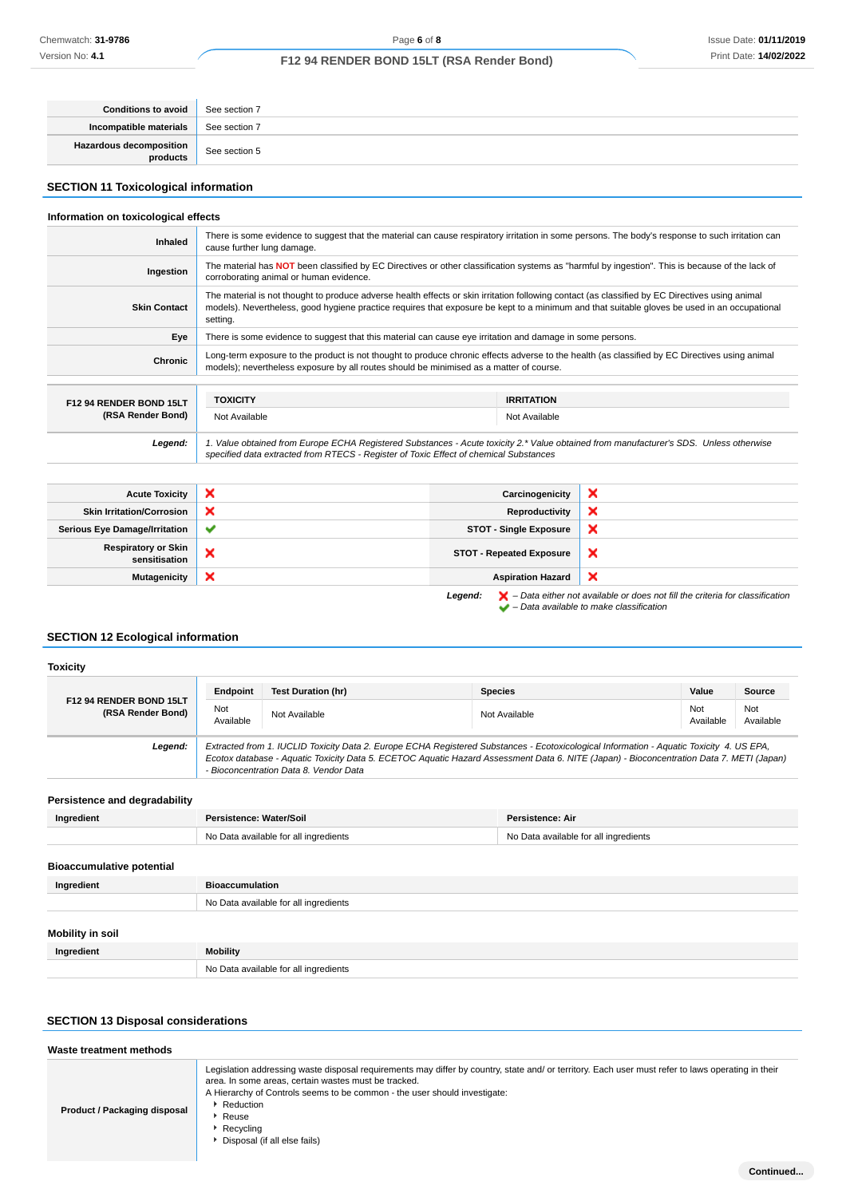| | |
|---|---|
| **Conditions to avoid** | See section 7 |
| **Incompatible materials** | See section 7 |
| **Hazardous decomposition products** | See section 5 |

## SECTION 11 Toxicological information

### Information on toxicological effects

| | |
|---|---|
| **Inhaled** | There is some evidence to suggest that the material can cause respiratory irritation in some persons. The body's response to such irritation can cause further lung damage. |
| **Ingestion** | The material has **NOT** been classified by EC Directives or other classification systems as "harmful by ingestion". This is because of the lack of corroborating animal or human evidence. |
| **Skin Contact** | The material is not thought to produce adverse health effects or skin irritation following contact (as classified by EC Directives using animal models). Nevertheless, good hygiene practice requires that exposure be kept to a minimum and that suitable gloves be used in an occupational setting. |
| **Eye** | There is some evidence to suggest that this material can cause eye irritation and damage in some persons. |
| **Chronic** | Long-term exposure to the product is not thought to produce chronic effects adverse to the health (as classified by EC Directives using animal models); nevertheless exposure by all routes should be minimised as a matter of course. |

| | TOXICITY | IRRITATION |
|---|---|---|
| **F12 94 RENDER BOND 15LT (RSA Render Bond)** | Not Available | Not Available |

***Legend:*** *1. Value obtained from Europe ECHA Registered Substances - Acute toxicity 2.\* Value obtained from manufacturer's SDS. Unless otherwise specified data extracted from RTECS - Register of Toxic Effect of chemical Substances*

| | | | |
|---|---|---|---|
| **Acute Toxicity** | ✗ | **Carcinogenicity** | ✗ |
| **Skin Irritation/Corrosion** | ✗ | **Reproductivity** | ✗ |
| **Serious Eye Damage/Irritation** | ✔ | **STOT - Single Exposure** | ✗ |
| **Respiratory or Skin sensitisation** | ✗ | **STOT - Repeated Exposure** | ✗ |
| **Mutagenicity** | ✗ | **Aspiration Hazard** | ✗ |

***Legend:*** ✗ *– Data either not available or does not fill the criteria for classification*
✔ *– Data available to make classification*

## SECTION 12 Ecological information

### Toxicity

| | Endpoint | Test Duration (hr) | Species | Value | Source |
|---|---|---|---|---|---|
| **F12 94 RENDER BOND 15LT (RSA Render Bond)** | Not Available | Not Available | Not Available | Not Available | Not Available |

***Legend:*** *Extracted from 1. IUCLID Toxicity Data 2. Europe ECHA Registered Substances - Ecotoxicological Information - Aquatic Toxicity 4. US EPA, Ecotox database - Aquatic Toxicity Data 5. ECETOC Aquatic Hazard Assessment Data 6. NITE (Japan) - Bioconcentration Data 7. METI (Japan) - Bioconcentration Data 8. Vendor Data*

### Persistence and degradability

| Ingredient | Persistence: Water/Soil | Persistence: Air |
|---|---|---|
| | No Data available for all ingredients | No Data available for all ingredients |

### Bioaccumulative potential

| Ingredient | Bioaccumulation |
|---|---|
| | No Data available for all ingredients |

### Mobility in soil

| Ingredient | Mobility |
|---|---|
| | No Data available for all ingredients |

## SECTION 13 Disposal considerations

### Waste treatment methods

**Product / Packaging disposal**

Legislation addressing waste disposal requirements may differ by country, state and/ or territory. Each user must refer to laws operating in their area. In some areas, certain wastes must be tracked.

A Hierarchy of Controls seems to be common - the user should investigate:

- Reduction
- Reuse
- Recycling
- Disposal (if all else fails)

**Continued...**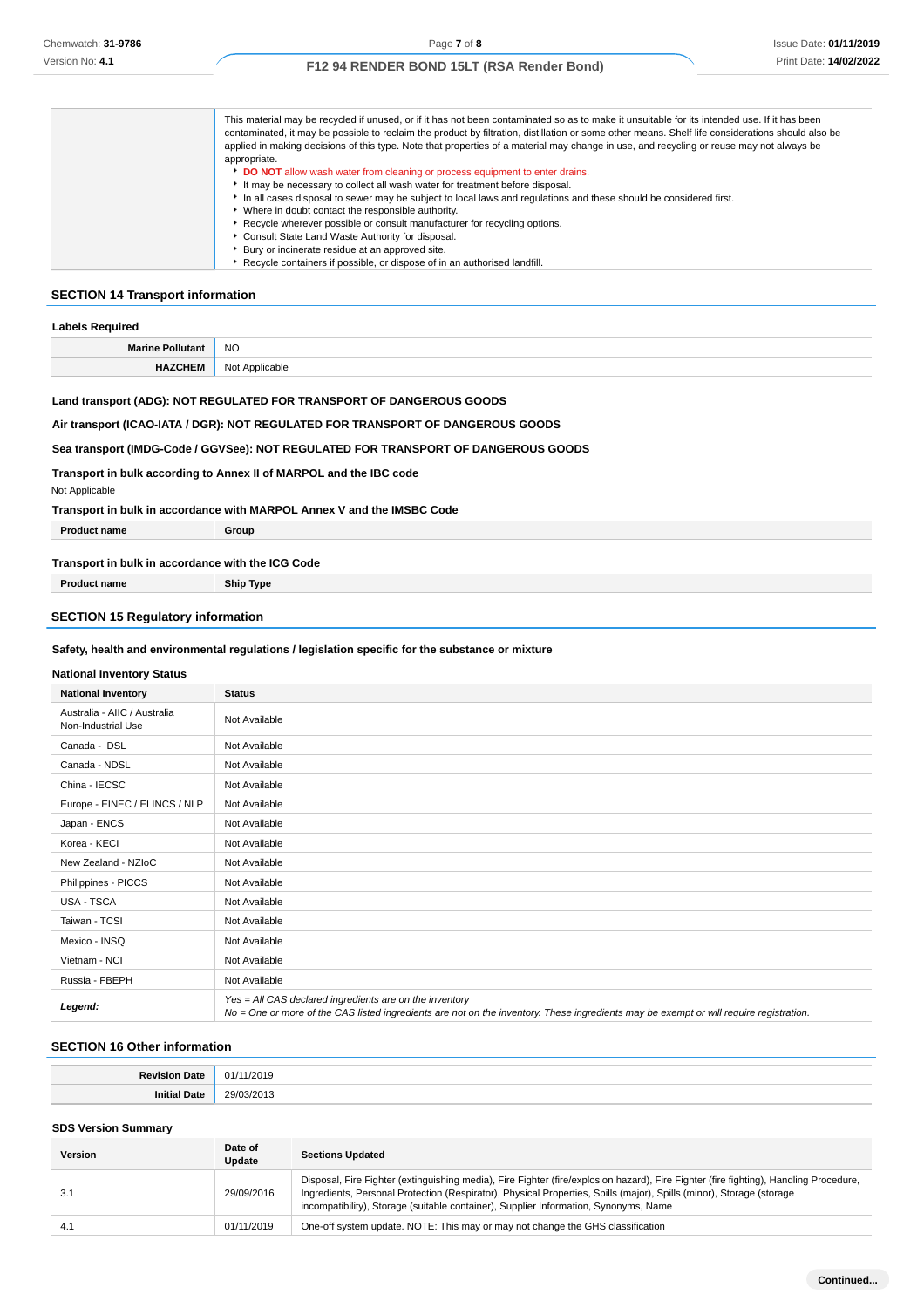| | |
|---|---|
| | This material may be recycled if unused, or if it has not been contaminated so as to make it unsuitable for its intended use. If it has been contaminated, it may be possible to reclaim the product by filtration, distillation or some other means. Shelf life considerations should also be applied in making decisions of this type. Note that properties of a material may change in use, and recycling or reuse may not always be appropriate.<br>▸ **DO NOT** allow wash water from cleaning or process equipment to enter drains.<br>▸ It may be necessary to collect all wash water for treatment before disposal.<br>▸ In all cases disposal to sewer may be subject to local laws and regulations and these should be considered first.<br>▸ Where in doubt contact the responsible authority.<br>▸ Recycle wherever possible or consult manufacturer for recycling options.<br>▸ Consult State Land Waste Authority for disposal.<br>▸ Bury or incinerate residue at an approved site.<br>▸ Recycle containers if possible, or dispose of in an authorised landfill. |

## SECTION 14 Transport information

### Labels Required

| | |
|---|---|
| **Marine Pollutant** | NO |
| **HAZCHEM** | Not Applicable |

**Land transport (ADG): NOT REGULATED FOR TRANSPORT OF DANGEROUS GOODS**

**Air transport (ICAO-IATA / DGR): NOT REGULATED FOR TRANSPORT OF DANGEROUS GOODS**

**Sea transport (IMDG-Code / GGVSee): NOT REGULATED FOR TRANSPORT OF DANGEROUS GOODS**

**Transport in bulk according to Annex II of MARPOL and the IBC code**

Not Applicable

**Transport in bulk in accordance with MARPOL Annex V and the IMSBC Code**

| Product name | Group |
|---|---|

**Transport in bulk in accordance with the ICG Code**

| Product name | Ship Type |
|---|---|

## SECTION 15 Regulatory information

**Safety, health and environmental regulations / legislation specific for the substance or mixture**

### National Inventory Status

| National Inventory | Status |
|---|---|
| Australia - AIIC / Australia Non-Industrial Use | Not Available |
| Canada - DSL | Not Available |
| Canada - NDSL | Not Available |
| China - IECSC | Not Available |
| Europe - EINEC / ELINCS / NLP | Not Available |
| Japan - ENCS | Not Available |
| Korea - KECI | Not Available |
| New Zealand - NZIoC | Not Available |
| Philippines - PICCS | Not Available |
| USA - TSCA | Not Available |
| Taiwan - TCSI | Not Available |
| Mexico - INSQ | Not Available |
| Vietnam - NCI | Not Available |
| Russia - FBEPH | Not Available |
| ***Legend:*** | *Yes = All CAS declared ingredients are on the inventory*<br>*No = One or more of the CAS listed ingredients are not on the inventory. These ingredients may be exempt or will require registration.* |

## SECTION 16 Other information

| | |
|---|---|
| **Revision Date** | 01/11/2019 |
| **Initial Date** | 29/03/2013 |

### SDS Version Summary

| Version | Date of Update | Sections Updated |
|---|---|---|
| 3.1 | 29/09/2016 | Disposal, Fire Fighter (extinguishing media), Fire Fighter (fire/explosion hazard), Fire Fighter (fire fighting), Handling Procedure, Ingredients, Personal Protection (Respirator), Physical Properties, Spills (major), Spills (minor), Storage (storage incompatibility), Storage (suitable container), Supplier Information, Synonyms, Name |
| 4.1 | 01/11/2019 | One-off system update. NOTE: This may or may not change the GHS classification |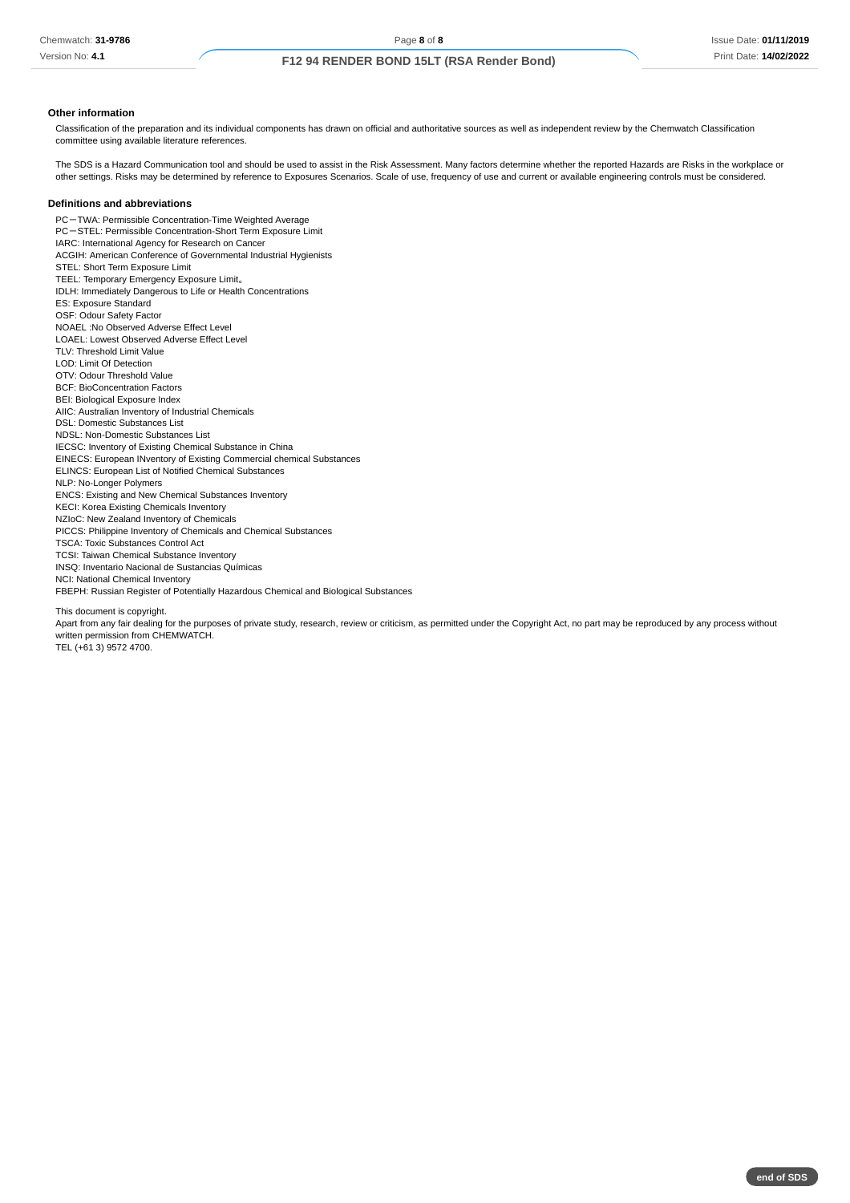### Other information

Classification of the preparation and its individual components has drawn on official and authoritative sources as well as independent review by the Chemwatch Classification committee using available literature references.

The SDS is a Hazard Communication tool and should be used to assist in the Risk Assessment. Many factors determine whether the reported Hazards are Risks in the workplace or other settings. Risks may be determined by reference to Exposures Scenarios. Scale of use, frequency of use and current or available engineering controls must be considered.

### Definitions and abbreviations

PC－TWA: Permissible Concentration-Time Weighted Average
PC－STEL: Permissible Concentration-Short Term Exposure Limit
IARC: International Agency for Research on Cancer
ACGIH: American Conference of Governmental Industrial Hygienists
STEL: Short Term Exposure Limit
TEEL: Temporary Emergency Exposure Limit。
IDLH: Immediately Dangerous to Life or Health Concentrations
ES: Exposure Standard
OSF: Odour Safety Factor
NOAEL :No Observed Adverse Effect Level
LOAEL: Lowest Observed Adverse Effect Level
TLV: Threshold Limit Value
LOD: Limit Of Detection
OTV: Odour Threshold Value
BCF: BioConcentration Factors
BEI: Biological Exposure Index
AIIC: Australian Inventory of Industrial Chemicals
DSL: Domestic Substances List
NDSL: Non-Domestic Substances List
IECSC: Inventory of Existing Chemical Substance in China
EINECS: European INventory of Existing Commercial chemical Substances
ELINCS: European List of Notified Chemical Substances
NLP: No-Longer Polymers
ENCS: Existing and New Chemical Substances Inventory
KECI: Korea Existing Chemicals Inventory
NZIoC: New Zealand Inventory of Chemicals
PICCS: Philippine Inventory of Chemicals and Chemical Substances
TSCA: Toxic Substances Control Act
TCSI: Taiwan Chemical Substance Inventory
INSQ: Inventario Nacional de Sustancias Químicas
NCI: National Chemical Inventory
FBEPH: Russian Register of Potentially Hazardous Chemical and Biological Substances

This document is copyright.
Apart from any fair dealing for the purposes of private study, research, review or criticism, as permitted under the Copyright Act, no part may be reproduced by any process without written permission from CHEMWATCH.
TEL (+61 3) 9572 4700.

end of SDS